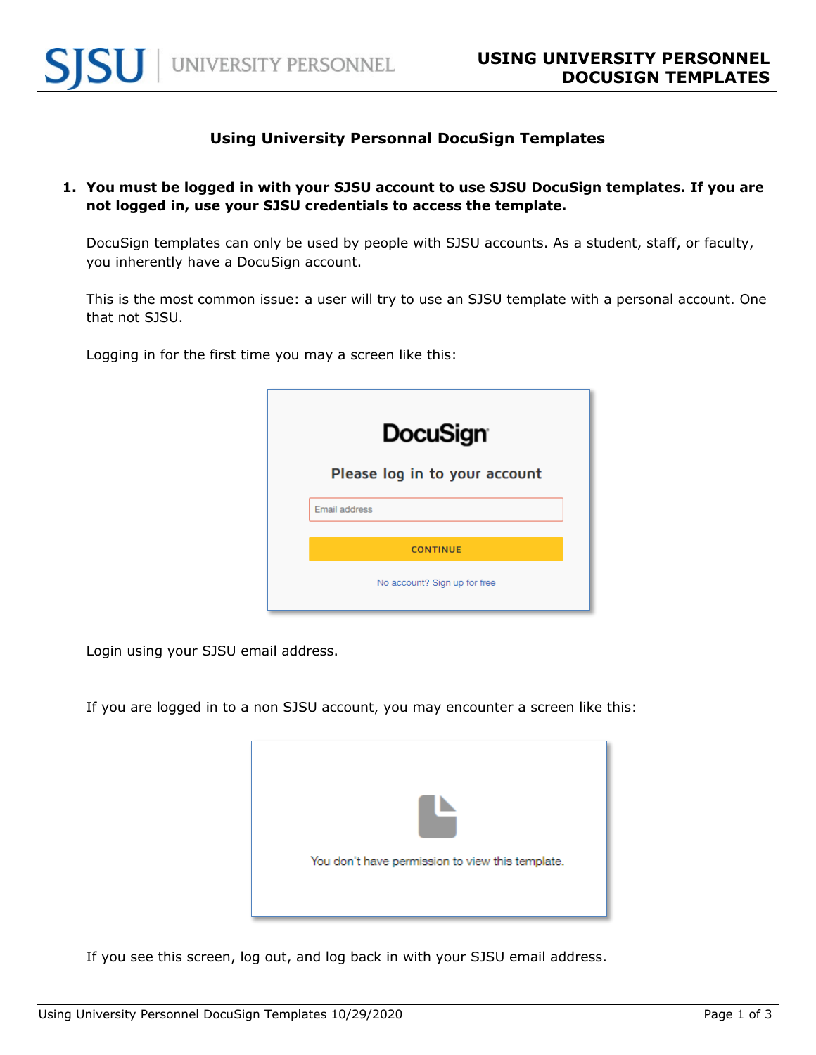# Using University Personal DocuSign Templates

1. **You must be logged in with your SJSU account to use SJSU DocuSign templates. If you are not logged in, use your SJSU credentials to access the template.**

   DocuSign templates can only be used by people with SJSU accounts. As a student, staff, or faculty, you inherently have a DocuSign account.

   This is the most common issue: a user will try to use an SJSU template with a personal account. One that not SJSU.

   Logging in for the first time you may a screen like this:

   DocuSign

   Please log in to your account

   Email address

   CONTINUE

   No account? Sign up for free

   Login using your SJSU email address.

   If you are logged in to a non SJSU account, you may encounter a screen like this:

   You don't have permission to view this template.

   If you see this screen, log out, and log back in with your SJSU email address.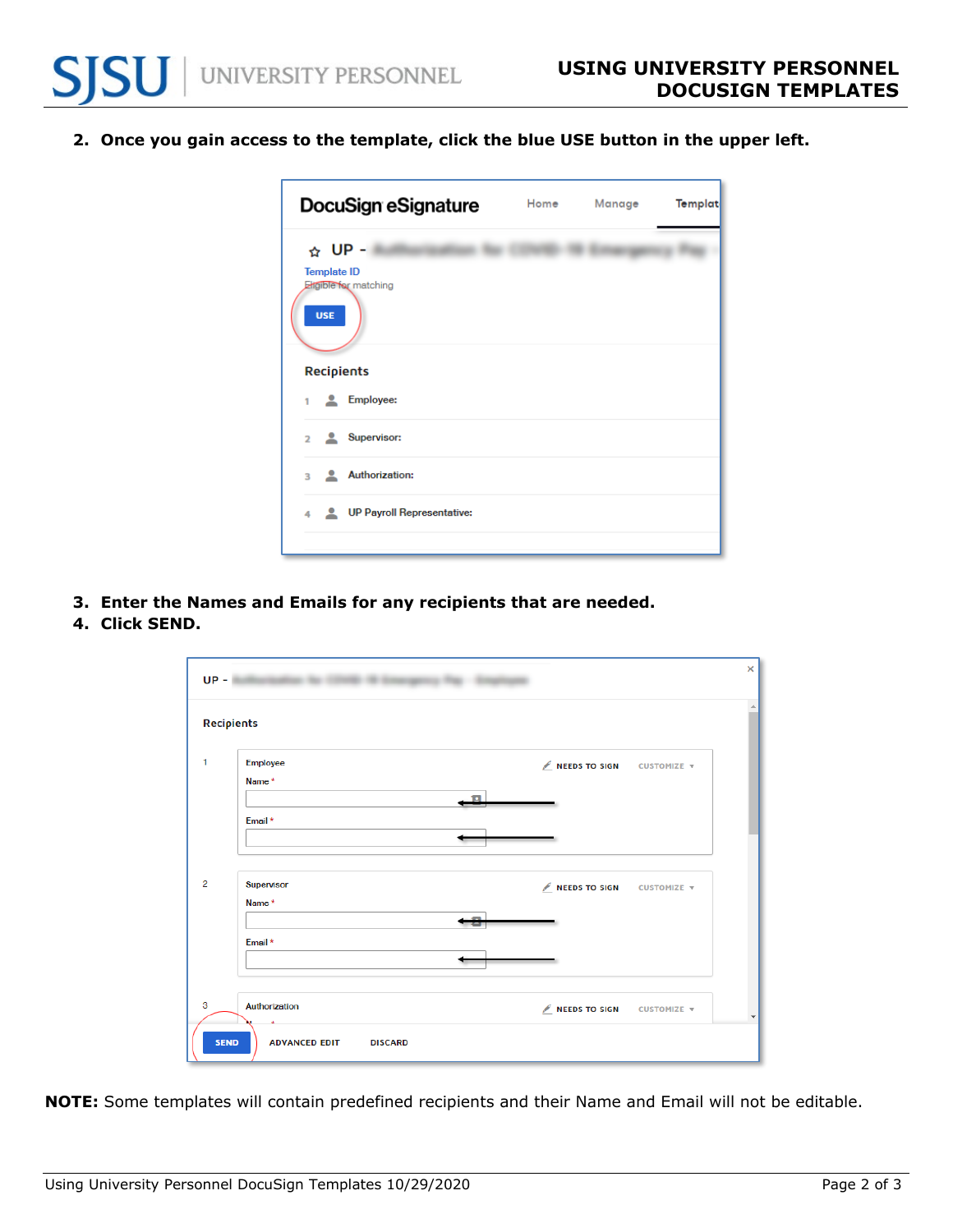2. **Once you gain access to the template, click the blue USE button in the upper left.**

3. **Enter the Names and Emails for any recipients that are needed.**
4. **Click SEND.**

**NOTE:** Some templates will contain predefined recipients and their Name and Email will not be editable.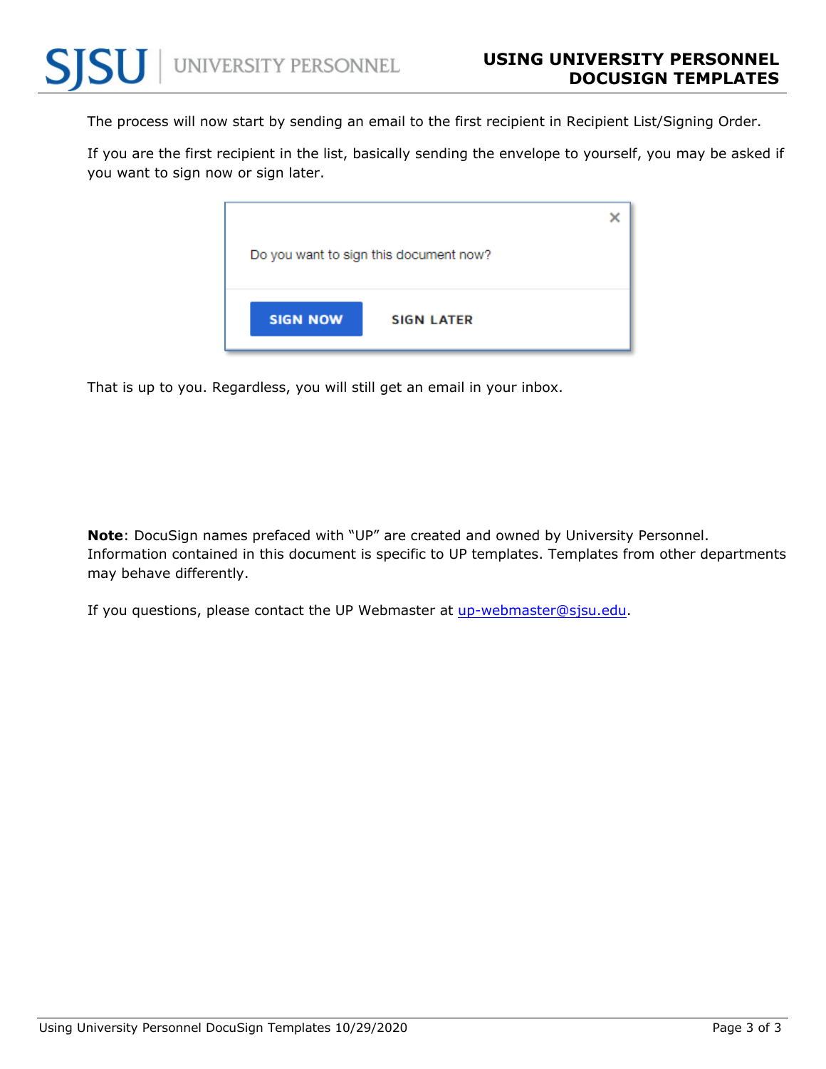The process will now start by sending an email to the first recipient in Recipient List/Signing Order.

If you are the first recipient in the list, basically sending the envelope to yourself, you may be asked if you want to sign now or sign later.

Do you want to sign this document now?

SIGN NOW    SIGN LATER

That is up to you. Regardless, you will still get an email in your inbox.

**Note**: DocuSign names prefaced with “UP” are created and owned by University Personnel. Information contained in this document is specific to UP templates. Templates from other departments may behave differently.

If you questions, please contact the UP Webmaster at [up-webmaster@sjsu.edu](mailto:up-webmaster@sjsu.edu).